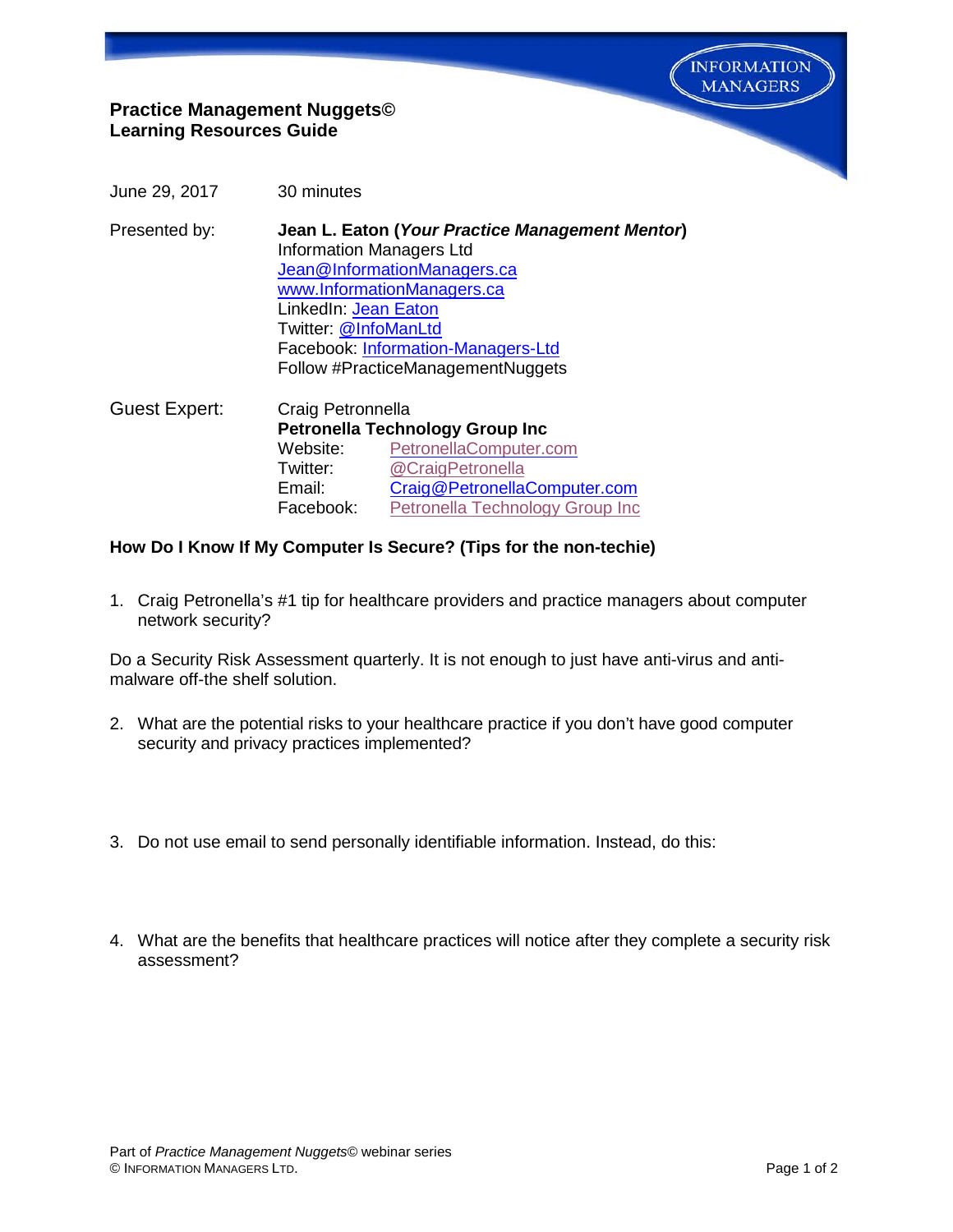**Practice Management Nuggets©**
**Learning Resources Guide**

June 29, 2017 30 minutes

Presented by: **Jean L. Eaton (*Your Practice Management Mentor*)**
Information Managers Ltd
Jean@InformationManagers.ca
www.InformationManagers.ca
LinkedIn: Jean Eaton
Twitter: @InfoManLtd
Facebook: Information-Managers-Ltd
Follow #PracticeManagementNuggets

Guest Expert: Craig Petronnella
**Petronella Technology Group Inc**
Website: PetronellaComputer.com
Twitter: @CraigPetronella
Email: Craig@PetronellaComputer.com
Facebook: Petronella Technology Group Inc

**How Do I Know If My Computer Is Secure? (Tips for the non-techie)**

1. Craig Petronella's #1 tip for healthcare providers and practice managers about computer network security?

Do a Security Risk Assessment quarterly. It is not enough to just have anti-virus and anti-malware off-the shelf solution.

2. What are the potential risks to your healthcare practice if you don't have good computer security and privacy practices implemented?

3. Do not use email to send personally identifiable information. Instead, do this:

4. What are the benefits that healthcare practices will notice after they complete a security risk assessment?

Part of *Practice Management Nuggets*© webinar series
© Information Managers Ltd.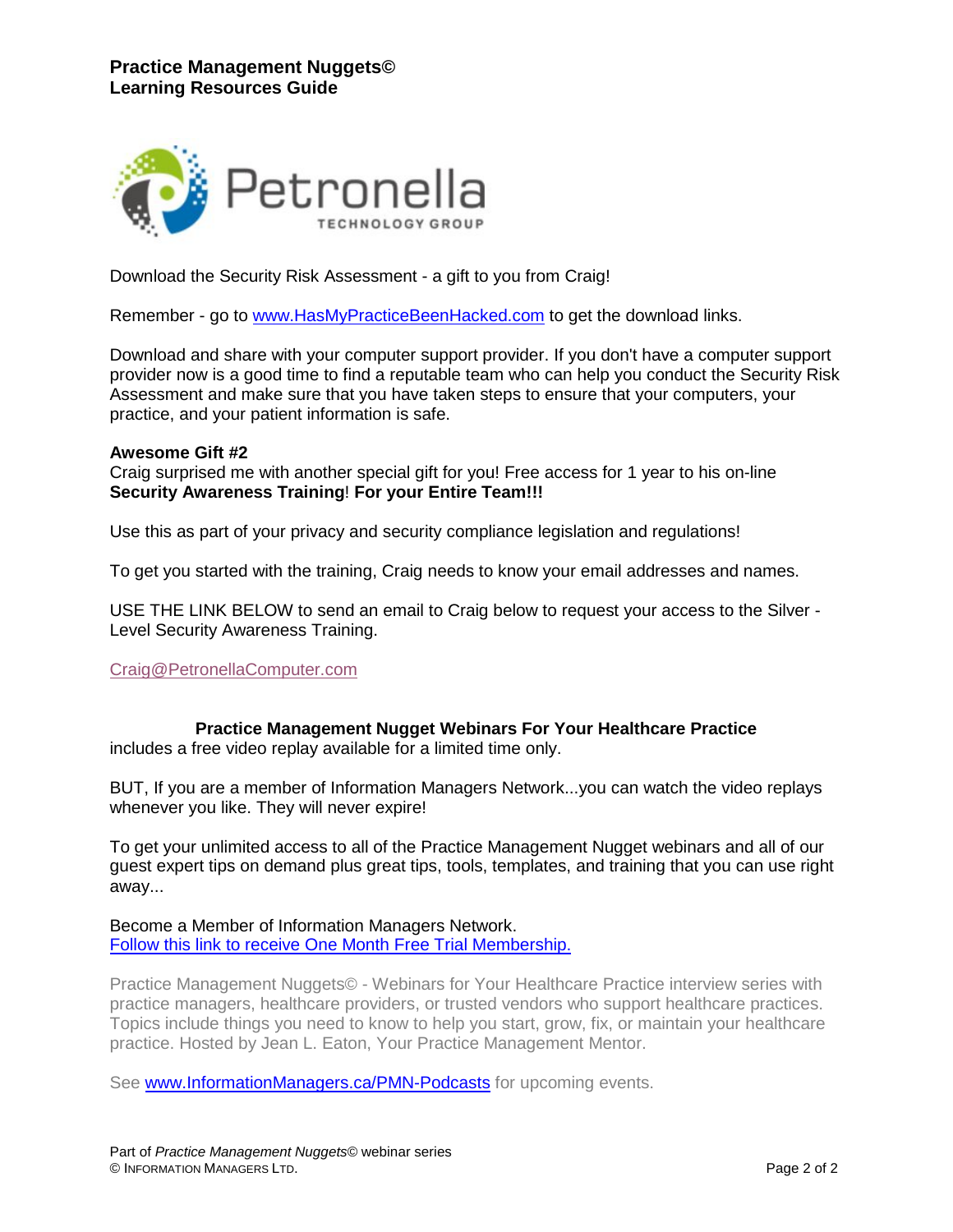**Practice Management Nuggets©**
**Learning Resources Guide**

Download the Security Risk Assessment - a gift to you from Craig!

Remember - go to www.HasMyPracticeBeenHacked.com to get the download links.

Download and share with your computer support provider. If you don't have a computer support provider now is a good time to find a reputable team who can help you conduct the Security Risk Assessment and make sure that you have taken steps to ensure that your computers, your practice, and your patient information is safe.

**Awesome Gift #2**
Craig surprised me with another special gift for you! Free access for 1 year to his on-line **Security Awareness Training**! **For your Entire Team!!!**

Use this as part of your privacy and security compliance legislation and regulations!

To get you started with the training, Craig needs to know your email addresses and names.

USE THE LINK BELOW to send an email to Craig below to request your access to the Silver - Level Security Awareness Training.

Craig@PetronellaComputer.com

**Practice Management Nugget Webinars For Your Healthcare Practice** includes a free video replay available for a limited time only.

BUT, If you are a member of Information Managers Network...you can watch the video replays whenever you like. They will never expire!

To get your unlimited access to all of the Practice Management Nugget webinars and all of our guest expert tips on demand plus great tips, tools, templates, and training that you can use right away...

Become a Member of Information Managers Network.
Follow this link to receive One Month Free Trial Membership.

Practice Management Nuggets© - Webinars for Your Healthcare Practice interview series with practice managers, healthcare providers, or trusted vendors who support healthcare practices. Topics include things you need to know to help you start, grow, fix, or maintain your healthcare practice. Hosted by Jean L. Eaton, Your Practice Management Mentor.

See www.InformationManagers.ca/PMN-Podcasts for upcoming events.